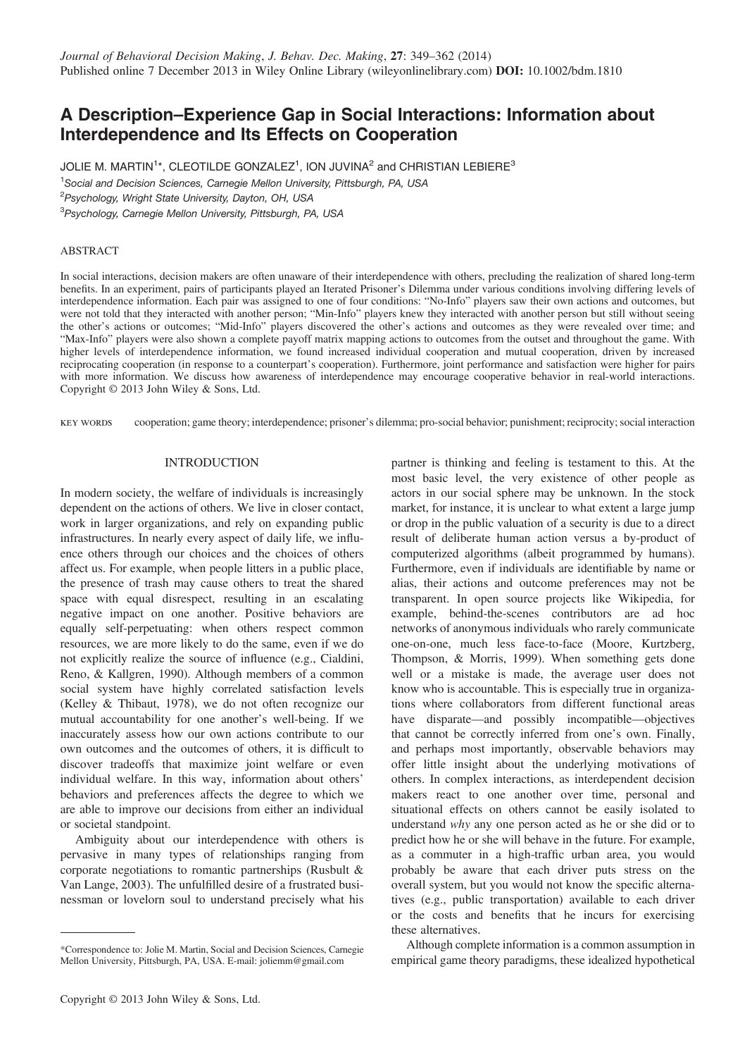# A Description–Experience Gap in Social Interactions: Information about Interdependence and Its Effects on Cooperation

JOLIE M. MARTIN[1]*, CLEOTILDE GONZALEZ[1], ION JUVINA[2] and CHRISTIAN LEBIERE[3]

[1] *Social and Decision Sciences, Carnegie Mellon University, Pittsburgh, PA, USA*

[2] *Psychology, Wright State University, Dayton, OH, USA*

[3] *Psychology, Carnegie Mellon University, Pittsburgh, PA, USA*

## ABSTRACT

In social interactions, decision makers are often unaware of their interdependence with others, precluding the realization of shared long-term benefits. In an experiment, pairs of participants played an Iterated Prisoner's Dilemma under various conditions involving differing levels of interdependence information. Each pair was assigned to one of four conditions: "No-Info" players saw their own actions and outcomes, but were not told that they interacted with another person; "Min-Info" players knew they interacted with another person but still without seeing the other's actions or outcomes; "Mid-Info" players discovered the other's actions and outcomes as they were revealed over time; and "Max-Info" players were also shown a complete payoff matrix mapping actions to outcomes from the outset and throughout the game. With higher levels of interdependence information, we found increased individual cooperation and mutual cooperation, driven by increased reciprocating cooperation (in response to a counterpart's cooperation). Furthermore, joint performance and satisfaction were higher for pairs with more information. We discuss how awareness of interdependence may encourage cooperative behavior in real-world interactions. Copyright © 2013 John Wiley & Sons, Ltd.

KEY WORDS cooperation; game theory; interdependence; prisoner's dilemma; pro-social behavior; punishment; reciprocity; social interaction

## INTRODUCTION

In modern society, the welfare of individuals is increasingly dependent on the actions of others. We live in closer contact, work in larger organizations, and rely on expanding public infrastructures. In nearly every aspect of daily life, we influence others through our choices and the choices of others affect us. For example, when people litters in a public place, the presence of trash may cause others to treat the shared space with equal disrespect, resulting in an escalating negative impact on one another. Positive behaviors are equally self-perpetuating: when others respect common resources, we are more likely to do the same, even if we do not explicitly realize the source of influence (e.g., Cialdini, Reno, & Kallgren, 1990). Although members of a common social system have highly correlated satisfaction levels (Kelley & Thibaut, 1978), we do not often recognize our mutual accountability for one another's well-being. If we inaccurately assess how our own actions contribute to our own outcomes and the outcomes of others, it is difficult to discover tradeoffs that maximize joint welfare or even individual welfare. In this way, information about others' behaviors and preferences affects the degree to which we are able to improve our decisions from either an individual or societal standpoint.

Ambiguity about our interdependence with others is pervasive in many types of relationships ranging from corporate negotiations to romantic partnerships (Rusbult & Van Lange, 2003). The unfulfilled desire of a frustrated businessman or lovelorn soul to understand precisely what his partner is thinking and feeling is testament to this. At the most basic level, the very existence of other people as actors in our social sphere may be unknown. In the stock market, for instance, it is unclear to what extent a large jump or drop in the public valuation of a security is due to a direct result of deliberate human action versus a by-product of computerized algorithms (albeit programmed by humans). Furthermore, even if individuals are identifiable by name or alias, their actions and outcome preferences may not be transparent. In open source projects like Wikipedia, for example, behind-the-scenes contributors are ad hoc networks of anonymous individuals who rarely communicate one-on-one, much less face-to-face (Moore, Kurtzberg, Thompson, & Morris, 1999). When something gets done well or a mistake is made, the average user does not know who is accountable. This is especially true in organizations where collaborators from different functional areas have disparate—and possibly incompatible—objectives that cannot be correctly inferred from one's own. Finally, and perhaps most importantly, observable behaviors may offer little insight about the underlying motivations of others. In complex interactions, as interdependent decision makers react to one another over time, personal and situational effects on others cannot be easily isolated to understand *why* any one person acted as he or she did or to predict how he or she will behave in the future. For example, as a commuter in a high-traffic urban area, you would probably be aware that each driver puts stress on the overall system, but you would not know the specific alternatives (e.g., public transportation) available to each driver or the costs and benefits that he incurs for exercising these alternatives.

Although complete information is a common assumption in empirical game theory paradigms, these idealized hypothetical

---

*Correspondence to: Jolie M. Martin, Social and Decision Sciences, Carnegie Mellon University, Pittsburgh, PA, USA. E-mail: joliemm@gmail.com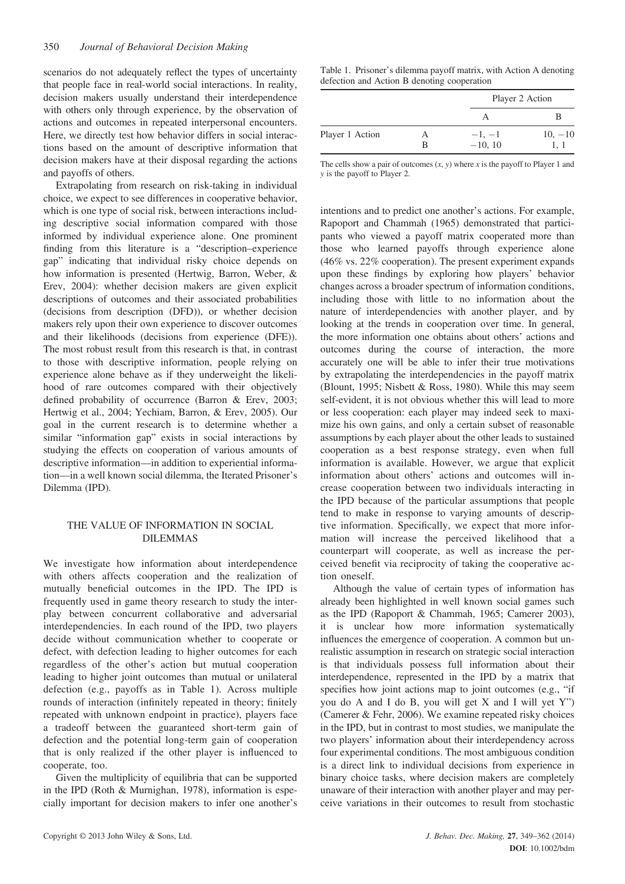scenarios do not adequately reflect the types of uncertainty that people face in real-world social interactions. In reality, decision makers usually understand their interdependence with others only through experience, by the observation of actions and outcomes in repeated interpersonal encounters. Here, we directly test how behavior differs in social interactions based on the amount of descriptive information that decision makers have at their disposal regarding the actions and payoffs of others.

Extrapolating from research on risk-taking in individual choice, we expect to see differences in cooperative behavior, which is one type of social risk, between interactions including descriptive social information compared with those informed by individual experience alone. One prominent finding from this literature is a "description–experience gap" indicating that individual risky choice depends on how information is presented (Hertwig, Barron, Weber, & Erev, 2004): whether decision makers are given explicit descriptions of outcomes and their associated probabilities (decisions from description (DFD)), or whether decision makers rely upon their own experience to discover outcomes and their likelihoods (decisions from experience (DFE)). The most robust result from this research is that, in contrast to those with descriptive information, people relying on experience alone behave as if they underweight the likelihood of rare outcomes compared with their objectively defined probability of occurrence (Barron & Erev, 2003; Hertwig et al., 2004; Yechiam, Barron, & Erev, 2005). Our goal in the current research is to determine whether a similar "information gap" exists in social interactions by studying the effects on cooperation of various amounts of descriptive information—in addition to experiential information—in a well known social dilemma, the Iterated Prisoner's Dilemma (IPD).

## THE VALUE OF INFORMATION IN SOCIAL DILEMMAS

We investigate how information about interdependence with others affects cooperation and the realization of mutually beneficial outcomes in the IPD. The IPD is frequently used in game theory research to study the interplay between concurrent collaborative and adversarial interdependencies. In each round of the IPD, two players decide without communication whether to cooperate or defect, with defection leading to higher outcomes for each regardless of the other's action but mutual cooperation leading to higher joint outcomes than mutual or unilateral defection (e.g., payoffs as in Table 1). Across multiple rounds of interaction (infinitely repeated in theory; finitely repeated with unknown endpoint in practice), players face a tradeoff between the guaranteed short-term gain of defection and the potential long-term gain of cooperation that is only realized if the other player is influenced to cooperate, too.

Given the multiplicity of equilibria that can be supported in the IPD (Roth & Murnighan, 1978), information is especially important for decision makers to infer one another's

Table 1. Prisoner's dilemma payoff matrix, with Action A denoting defection and Action B denoting cooperation

| | | Player 2 Action | |
|---|---|---|---|
| | | A | B |
| Player 1 Action | A | −1, −1 | 10, −10 |
| | B | −10, 10 | 1, 1 |

The cells show a pair of outcomes $(x, y)$ where $x$ is the payoff to Player 1 and $y$ is the payoff to Player 2.

intentions and to predict one another's actions. For example, Rapoport and Chammah (1965) demonstrated that participants who viewed a payoff matrix cooperated more than those who learned payoffs through experience alone (46% vs. 22% cooperation). The present experiment expands upon these findings by exploring how players' behavior changes across a broader spectrum of information conditions, including those with little to no information about the nature of interdependencies with another player, and by looking at the trends in cooperation over time. In general, the more information one obtains about others' actions and outcomes during the course of interaction, the more accurately one will be able to infer their true motivations by extrapolating the interdependencies in the payoff matrix (Blount, 1995; Nisbett & Ross, 1980). While this may seem self-evident, it is not obvious whether this will lead to more or less cooperation: each player may indeed seek to maximize his own gains, and only a certain subset of reasonable assumptions by each player about the other leads to sustained cooperation as a best response strategy, even when full information is available. However, we argue that explicit information about others' actions and outcomes will increase cooperation between two individuals interacting in the IPD because of the particular assumptions that people tend to make in response to varying amounts of descriptive information. Specifically, we expect that more information will increase the perceived likelihood that a counterpart will cooperate, as well as increase the perceived benefit via reciprocity of taking the cooperative action oneself.

Although the value of certain types of information has already been highlighted in well known social games such as the IPD (Rapoport & Chammah, 1965; Camerer 2003), it is unclear how more information systematically influences the emergence of cooperation. A common but unrealistic assumption in research on strategic social interaction is that individuals possess full information about their interdependence, represented in the IPD by a matrix that specifies how joint actions map to joint outcomes (e.g., "if you do A and I do B, you will get X and I will yet Y") (Camerer & Fehr, 2006). We examine repeated risky choices in the IPD, but in contrast to most studies, we manipulate the two players' information about their interdependency across four experimental conditions. The most ambiguous condition is a direct link to individual decisions from experience in binary choice tasks, where decision makers are completely unaware of their interaction with another player and may perceive variations in their outcomes to result from stochastic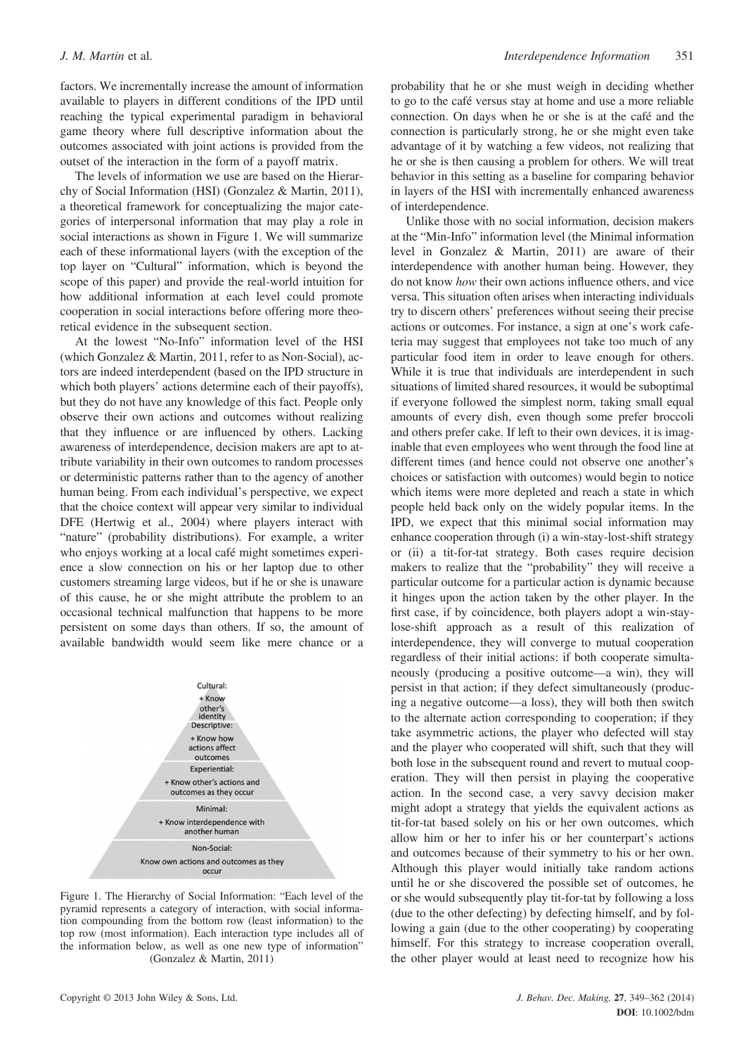factors. We incrementally increase the amount of information available to players in different conditions of the IPD until reaching the typical experimental paradigm in behavioral game theory where full descriptive information about the outcomes associated with joint actions is provided from the outset of the interaction in the form of a payoff matrix.

The levels of information we use are based on the Hierarchy of Social Information (HSI) (Gonzalez & Martin, 2011), a theoretical framework for conceptualizing the major categories of interpersonal information that may play a role in social interactions as shown in Figure 1. We will summarize each of these informational layers (with the exception of the top layer on "Cultural" information, which is beyond the scope of this paper) and provide the real-world intuition for how additional information at each level could promote cooperation in social interactions before offering more theoretical evidence in the subsequent section.

At the lowest "No-Info" information level of the HSI (which Gonzalez & Martin, 2011, refer to as Non-Social), actors are indeed interdependent (based on the IPD structure in which both players' actions determine each of their payoffs), but they do not have any knowledge of this fact. People only observe their own actions and outcomes without realizing that they influence or are influenced by others. Lacking awareness of interdependence, decision makers are apt to attribute variability in their own outcomes to random processes or deterministic patterns rather than to the agency of another human being. From each individual's perspective, we expect that the choice context will appear very similar to individual DFE (Hertwig et al., 2004) where players interact with "nature" (probability distributions). For example, a writer who enjoys working at a local café might sometimes experience a slow connection on his or her laptop due to other customers streaming large videos, but if he or she is unaware of this cause, he or she might attribute the problem to an occasional technical malfunction that happens to be more persistent on some days than others. If so, the amount of available bandwidth would seem like mere chance or a

Cultural:
+ Know other's identity
Descriptive:
+ Know how actions affect outcomes
Experiential:
+ Know other's actions and outcomes as they occur
Minimal:
+ Know interdependence with another human
Non-Social:
Know own actions and outcomes as they occur

Figure 1. The Hierarchy of Social Information: "Each level of the pyramid represents a category of interaction, with social information compounding from the bottom row (least information) to the top row (most information). Each interaction type includes all of the information below, as well as one new type of information" (Gonzalez & Martin, 2011)

probability that he or she must weigh in deciding whether to go to the café versus stay at home and use a more reliable connection. On days when he or she is at the café and the connection is particularly strong, he or she might even take advantage of it by watching a few videos, not realizing that he or she is then causing a problem for others. We will treat behavior in this setting as a baseline for comparing behavior in layers of the HSI with incrementally enhanced awareness of interdependence.

Unlike those with no social information, decision makers at the "Min-Info" information level (the Minimal information level in Gonzalez & Martin, 2011) are aware of their interdependence with another human being. However, they do not know *how* their own actions influence others, and vice versa. This situation often arises when interacting individuals try to discern others' preferences without seeing their precise actions or outcomes. For instance, a sign at one's work cafeteria may suggest that employees not take too much of any particular food item in order to leave enough for others. While it is true that individuals are interdependent in such situations of limited shared resources, it would be suboptimal if everyone followed the simplest norm, taking small equal amounts of every dish, even though some prefer broccoli and others prefer cake. If left to their own devices, it is imaginable that even employees who went through the food line at different times (and hence could not observe one another's choices or satisfaction with outcomes) would begin to notice which items were more depleted and reach a state in which people held back only on the widely popular items. In the IPD, we expect that this minimal social information may enhance cooperation through (i) a win-stay-lost-shift strategy or (ii) a tit-for-tat strategy. Both cases require decision makers to realize that the "probability" they will receive a particular outcome for a particular action is dynamic because it hinges upon the action taken by the other player. In the first case, if by coincidence, both players adopt a win-stay-lose-shift approach as a result of this realization of interdependence, they will converge to mutual cooperation regardless of their initial actions: if both cooperate simultaneously (producing a positive outcome—a win), they will persist in that action; if they defect simultaneously (producing a negative outcome—a loss), they will both then switch to the alternate action corresponding to cooperation; if they take asymmetric actions, the player who defected will stay and the player who cooperated will shift, such that they will both lose in the subsequent round and revert to mutual cooperation. They will then persist in playing the cooperative action. In the second case, a very savvy decision maker might adopt a strategy that yields the equivalent actions as tit-for-tat based solely on his or her own outcomes, which allow him or her to infer his or her counterpart's actions and outcomes because of their symmetry to his or her own. Although this player would initially take random actions until he or she discovered the possible set of outcomes, he or she would subsequently play tit-for-tat by following a loss (due to the other defecting) by defecting himself, and by following a gain (due to the other cooperating) by cooperating himself. For this strategy to increase cooperation overall, the other player would at least need to recognize how his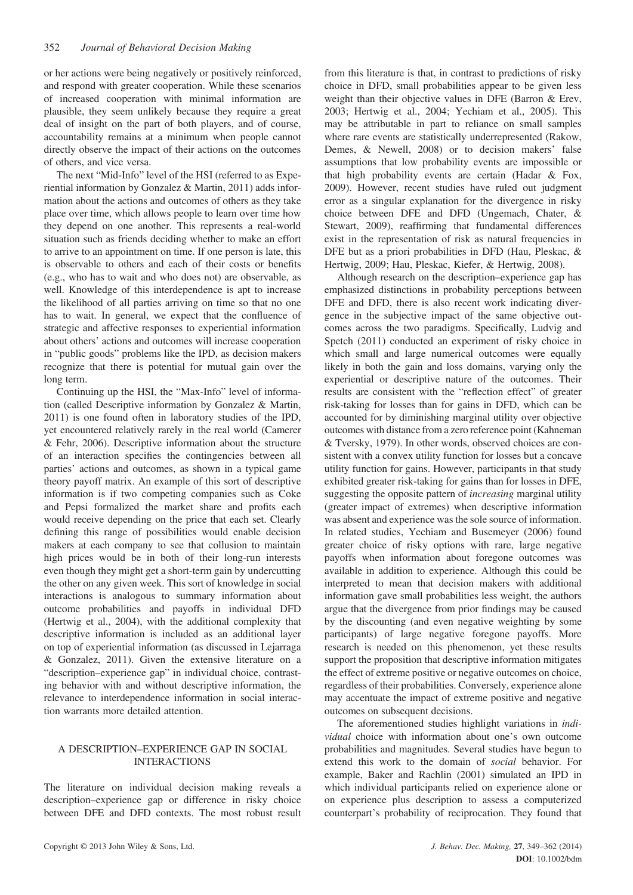or her actions were being negatively or positively reinforced, and respond with greater cooperation. While these scenarios of increased cooperation with minimal information are plausible, they seem unlikely because they require a great deal of insight on the part of both players, and of course, accountability remains at a minimum when people cannot directly observe the impact of their actions on the outcomes of others, and vice versa.

The next "Mid-Info" level of the HSI (referred to as Experiential information by Gonzalez & Martin, 2011) adds information about the actions and outcomes of others as they take place over time, which allows people to learn over time how they depend on one another. This represents a real-world situation such as friends deciding whether to make an effort to arrive to an appointment on time. If one person is late, this is observable to others and each of their costs or benefits (e.g., who has to wait and who does not) are observable, as well. Knowledge of this interdependence is apt to increase the likelihood of all parties arriving on time so that no one has to wait. In general, we expect that the confluence of strategic and affective responses to experiential information about others' actions and outcomes will increase cooperation in "public goods" problems like the IPD, as decision makers recognize that there is potential for mutual gain over the long term.

Continuing up the HSI, the "Max-Info" level of information (called Descriptive information by Gonzalez & Martin, 2011) is one found often in laboratory studies of the IPD, yet encountered relatively rarely in the real world (Camerer & Fehr, 2006). Descriptive information about the structure of an interaction specifies the contingencies between all parties' actions and outcomes, as shown in a typical game theory payoff matrix. An example of this sort of descriptive information is if two competing companies such as Coke and Pepsi formalized the market share and profits each would receive depending on the price that each set. Clearly defining this range of possibilities would enable decision makers at each company to see that collusion to maintain high prices would be in both of their long-run interests even though they might get a short-term gain by undercutting the other on any given week. This sort of knowledge in social interactions is analogous to summary information about outcome probabilities and payoffs in individual DFD (Hertwig et al., 2004), with the additional complexity that descriptive information is included as an additional layer on top of experiential information (as discussed in Lejarraga & Gonzalez, 2011). Given the extensive literature on a "description–experience gap" in individual choice, contrasting behavior with and without descriptive information, the relevance to interdependence information in social interaction warrants more detailed attention.

## A DESCRIPTION–EXPERIENCE GAP IN SOCIAL INTERACTIONS

The literature on individual decision making reveals a description–experience gap or difference in risky choice between DFE and DFD contexts. The most robust result from this literature is that, in contrast to predictions of risky choice in DFD, small probabilities appear to be given less weight than their objective values in DFE (Barron & Erev, 2003; Hertwig et al., 2004; Yechiam et al., 2005). This may be attributable in part to reliance on small samples where rare events are statistically underrepresented (Rakow, Demes, & Newell, 2008) or to decision makers' false assumptions that low probability events are impossible or that high probability events are certain (Hadar & Fox, 2009). However, recent studies have ruled out judgment error as a singular explanation for the divergence in risky choice between DFE and DFD (Ungemach, Chater, & Stewart, 2009), reaffirming that fundamental differences exist in the representation of risk as natural frequencies in DFE but as a priori probabilities in DFD (Hau, Pleskac, & Hertwig, 2009; Hau, Pleskac, Kiefer, & Hertwig, 2008).

Although research on the description–experience gap has emphasized distinctions in probability perceptions between DFE and DFD, there is also recent work indicating divergence in the subjective impact of the same objective outcomes across the two paradigms. Specifically, Ludvig and Spetch (2011) conducted an experiment of risky choice in which small and large numerical outcomes were equally likely in both the gain and loss domains, varying only the experiential or descriptive nature of the outcomes. Their results are consistent with the "reflection effect" of greater risk-taking for losses than for gains in DFD, which can be accounted for by diminishing marginal utility over objective outcomes with distance from a zero reference point (Kahneman & Tversky, 1979). In other words, observed choices are consistent with a convex utility function for losses but a concave utility function for gains. However, participants in that study exhibited greater risk-taking for gains than for losses in DFE, suggesting the opposite pattern of *increasing* marginal utility (greater impact of extremes) when descriptive information was absent and experience was the sole source of information. In related studies, Yechiam and Busemeyer (2006) found greater choice of risky options with rare, large negative payoffs when information about foregone outcomes was available in addition to experience. Although this could be interpreted to mean that decision makers with additional information gave small probabilities less weight, the authors argue that the divergence from prior findings may be caused by the discounting (and even negative weighting by some participants) of large negative foregone payoffs. More research is needed on this phenomenon, yet these results support the proposition that descriptive information mitigates the effect of extreme positive or negative outcomes on choice, regardless of their probabilities. Conversely, experience alone may accentuate the impact of extreme positive and negative outcomes on subsequent decisions.

The aforementioned studies highlight variations in *individual* choice with information about one's own outcome probabilities and magnitudes. Several studies have begun to extend this work to the domain of *social* behavior. For example, Baker and Rachlin (2001) simulated an IPD in which individual participants relied on experience alone or on experience plus description to assess a computerized counterpart's probability of reciprocation. They found that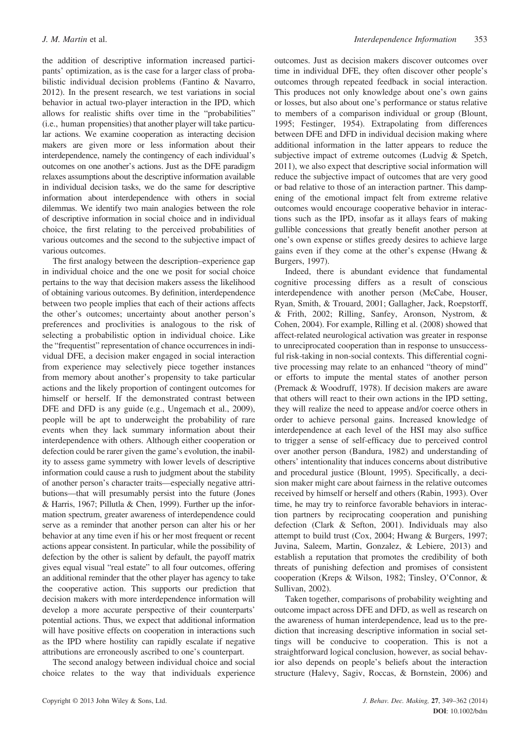the addition of descriptive information increased participants' optimization, as is the case for a larger class of probabilistic individual decision problems (Fantino & Navarro, 2012). In the present research, we test variations in social behavior in actual two-player interaction in the IPD, which allows for realistic shifts over time in the "probabilities" (i.e., human propensities) that another player will take particular actions. We examine cooperation as interacting decision makers are given more or less information about their interdependence, namely the contingency of each individual's outcomes on one another's actions. Just as the DFE paradigm relaxes assumptions about the descriptive information available in individual decision tasks, we do the same for descriptive information about interdependence with others in social dilemmas. We identify two main analogies between the role of descriptive information in social choice and in individual choice, the first relating to the perceived probabilities of various outcomes and the second to the subjective impact of various outcomes.

The first analogy between the description–experience gap in individual choice and the one we posit for social choice pertains to the way that decision makers assess the likelihood of obtaining various outcomes. By definition, interdependence between two people implies that each of their actions affects the other's outcomes; uncertainty about another person's preferences and proclivities is analogous to the risk of selecting a probabilistic option in individual choice. Like the "frequentist" representation of chance occurrences in individual DFE, a decision maker engaged in social interaction from experience may selectively piece together instances from memory about another's propensity to take particular actions and the likely proportion of contingent outcomes for himself or herself. If the demonstrated contrast between DFE and DFD is any guide (e.g., Ungemach et al., 2009), people will be apt to underweight the probability of rare events when they lack summary information about their interdependence with others. Although either cooperation or defection could be rarer given the game's evolution, the inability to assess game symmetry with lower levels of descriptive information could cause a rush to judgment about the stability of another person's character traits—especially negative attributions—that will presumably persist into the future (Jones & Harris, 1967; Pillutla & Chen, 1999). Further up the information spectrum, greater awareness of interdependence could serve as a reminder that another person can alter his or her behavior at any time even if his or her most frequent or recent actions appear consistent. In particular, while the possibility of defection by the other is salient by default, the payoff matrix gives equal visual "real estate" to all four outcomes, offering an additional reminder that the other player has agency to take the cooperative action. This supports our prediction that decision makers with more interdependence information will develop a more accurate perspective of their counterparts' potential actions. Thus, we expect that additional information will have positive effects on cooperation in interactions such as the IPD where hostility can rapidly escalate if negative attributions are erroneously ascribed to one's counterpart.

The second analogy between individual choice and social choice relates to the way that individuals experience outcomes. Just as decision makers discover outcomes over time in individual DFE, they often discover other people's outcomes through repeated feedback in social interaction. This produces not only knowledge about one's own gains or losses, but also about one's performance or status relative to members of a comparison individual or group (Blount, 1995; Festinger, 1954). Extrapolating from differences between DFE and DFD in individual decision making where additional information in the latter appears to reduce the subjective impact of extreme outcomes (Ludvig & Spetch, 2011), we also expect that descriptive social information will reduce the subjective impact of outcomes that are very good or bad relative to those of an interaction partner. This dampening of the emotional impact felt from extreme relative outcomes would encourage cooperative behavior in interactions such as the IPD, insofar as it allays fears of making gullible concessions that greatly benefit another person at one's own expense or stifles greedy desires to achieve large gains even if they come at the other's expense (Hwang & Burgers, 1997).

Indeed, there is abundant evidence that fundamental cognitive processing differs as a result of conscious interdependence with another person (McCabe, Houser, Ryan, Smith, & Trouard, 2001; Gallagher, Jack, Roepstorff, & Frith, 2002; Rilling, Sanfey, Aronson, Nystrom, & Cohen, 2004). For example, Rilling et al. (2008) showed that affect-related neurological activation was greater in response to unreciprocated cooperation than in response to unsuccessful risk-taking in non-social contexts. This differential cognitive processing may relate to an enhanced "theory of mind" or efforts to impute the mental states of another person (Premack & Woodruff, 1978). If decision makers are aware that others will react to their own actions in the IPD setting, they will realize the need to appease and/or coerce others in order to achieve personal gains. Increased knowledge of interdependence at each level of the HSI may also suffice to trigger a sense of self-efficacy due to perceived control over another person (Bandura, 1982) and understanding of others' intentionality that induces concerns about distributive and procedural justice (Blount, 1995). Specifically, a decision maker might care about fairness in the relative outcomes received by himself or herself and others (Rabin, 1993). Over time, he may try to reinforce favorable behaviors in interaction partners by reciprocating cooperation and punishing defection (Clark & Sefton, 2001). Individuals may also attempt to build trust (Cox, 2004; Hwang & Burgers, 1997; Juvina, Saleem, Martin, Gonzalez, & Lebiere, 2013) and establish a reputation that promotes the credibility of both threats of punishing defection and promises of consistent cooperation (Kreps & Wilson, 1982; Tinsley, O'Connor, & Sullivan, 2002).

Taken together, comparisons of probability weighting and outcome impact across DFE and DFD, as well as research on the awareness of human interdependence, lead us to the prediction that increasing descriptive information in social settings will be conducive to cooperation. This is not a straightforward logical conclusion, however, as social behavior also depends on people's beliefs about the interaction structure (Halevy, Sagiv, Roccas, & Bornstein, 2006) and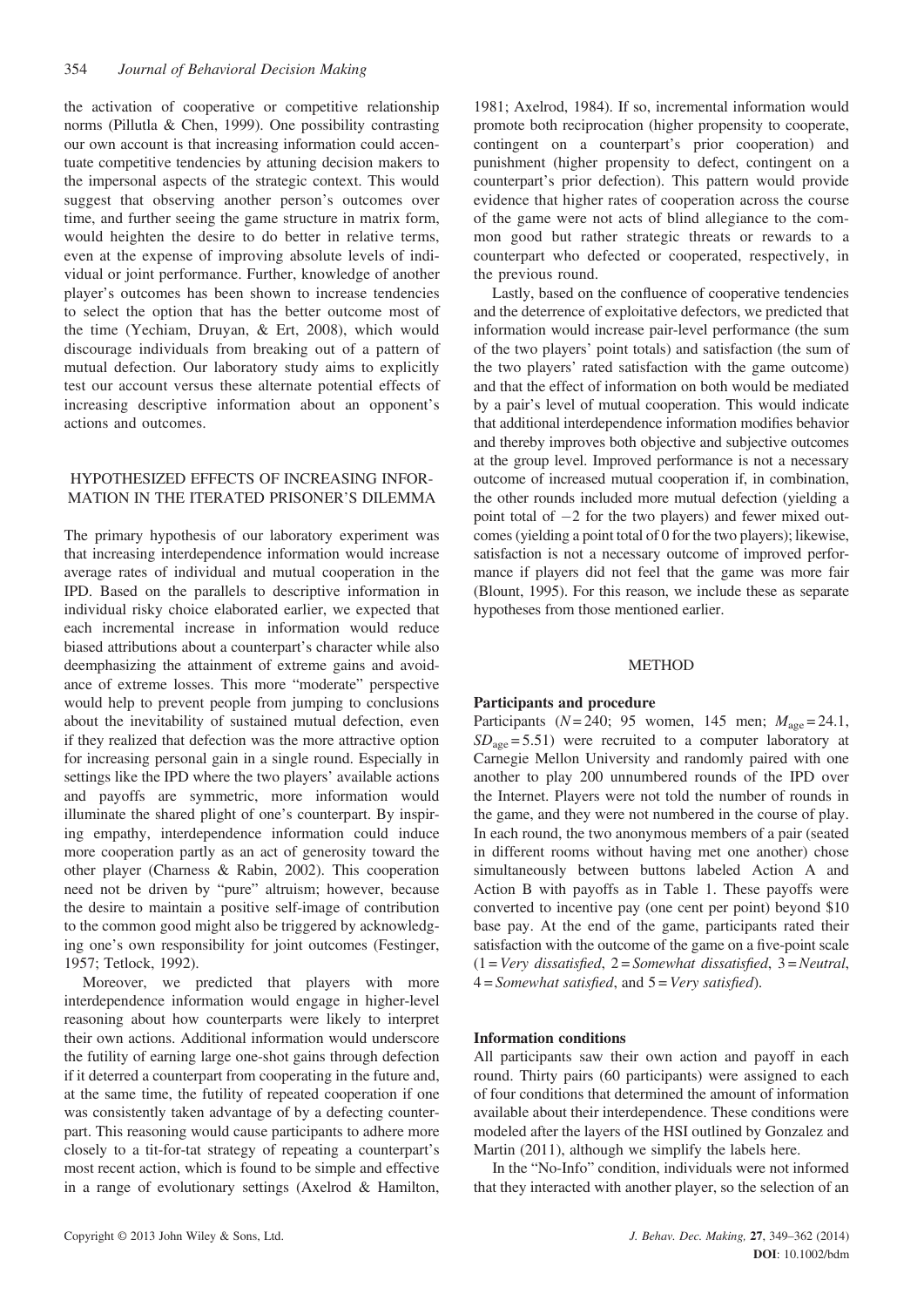the activation of cooperative or competitive relationship norms (Pillutla & Chen, 1999). One possibility contrasting our own account is that increasing information could accentuate competitive tendencies by attuning decision makers to the impersonal aspects of the strategic context. This would suggest that observing another person's outcomes over time, and further seeing the game structure in matrix form, would heighten the desire to do better in relative terms, even at the expense of improving absolute levels of individual or joint performance. Further, knowledge of another player's outcomes has been shown to increase tendencies to select the option that has the better outcome most of the time (Yechiam, Druyan, & Ert, 2008), which would discourage individuals from breaking out of a pattern of mutual defection. Our laboratory study aims to explicitly test our account versus these alternate potential effects of increasing descriptive information about an opponent's actions and outcomes.

## HYPOTHESIZED EFFECTS OF INCREASING INFORMATION IN THE ITERATED PRISONER'S DILEMMA

The primary hypothesis of our laboratory experiment was that increasing interdependence information would increase average rates of individual and mutual cooperation in the IPD. Based on the parallels to descriptive information in individual risky choice elaborated earlier, we expected that each incremental increase in information would reduce biased attributions about a counterpart's character while also deemphasizing the attainment of extreme gains and avoidance of extreme losses. This more "moderate" perspective would help to prevent people from jumping to conclusions about the inevitability of sustained mutual defection, even if they realized that defection was the more attractive option for increasing personal gain in a single round. Especially in settings like the IPD where the two players' available actions and payoffs are symmetric, more information would illuminate the shared plight of one's counterpart. By inspiring empathy, interdependence information could induce more cooperation partly as an act of generosity toward the other player (Charness & Rabin, 2002). This cooperation need not be driven by "pure" altruism; however, because the desire to maintain a positive self-image of contribution to the common good might also be triggered by acknowledging one's own responsibility for joint outcomes (Festinger, 1957; Tetlock, 1992).

Moreover, we predicted that players with more interdependence information would engage in higher-level reasoning about how counterparts were likely to interpret their own actions. Additional information would underscore the futility of earning large one-shot gains through defection if it deterred a counterpart from cooperating in the future and, at the same time, the futility of repeated cooperation if one was consistently taken advantage of by a defecting counterpart. This reasoning would cause participants to adhere more closely to a tit-for-tat strategy of repeating a counterpart's most recent action, which is found to be simple and effective in a range of evolutionary settings (Axelrod & Hamilton, 1981; Axelrod, 1984). If so, incremental information would promote both reciprocation (higher propensity to cooperate, contingent on a counterpart's prior cooperation) and punishment (higher propensity to defect, contingent on a counterpart's prior defection). This pattern would provide evidence that higher rates of cooperation across the course of the game were not acts of blind allegiance to the common good but rather strategic threats or rewards to a counterpart who defected or cooperated, respectively, in the previous round.

Lastly, based on the confluence of cooperative tendencies and the deterrence of exploitative defectors, we predicted that information would increase pair-level performance (the sum of the two players' point totals) and satisfaction (the sum of the two players' rated satisfaction with the game outcome) and that the effect of information on both would be mediated by a pair's level of mutual cooperation. This would indicate that additional interdependence information modifies behavior and thereby improves both objective and subjective outcomes at the group level. Improved performance is not a necessary outcome of increased mutual cooperation if, in combination, the other rounds included more mutual defection (yielding a point total of $-2$ for the two players) and fewer mixed outcomes (yielding a point total of 0 for the two players); likewise, satisfaction is not a necessary outcome of improved performance if players did not feel that the game was more fair (Blount, 1995). For this reason, we include these as separate hypotheses from those mentioned earlier.

## METHOD

### Participants and procedure

Participants ($N = 240$; 95 women, 145 men; $M_{\text{age}} = 24.1$, $SD_{\text{age}} = 5.51$) were recruited to a computer laboratory at Carnegie Mellon University and randomly paired with one another to play 200 unnumbered rounds of the IPD over the Internet. Players were not told the number of rounds in the game, and they were not numbered in the course of play. In each round, the two anonymous members of a pair (seated in different rooms without having met one another) chose simultaneously between buttons labeled Action A and Action B with payoffs as in Table 1. These payoffs were converted to incentive pay (one cent per point) beyond \$10 base pay. At the end of the game, participants rated their satisfaction with the outcome of the game on a five-point scale (1 = *Very dissatisfied*, 2 = *Somewhat dissatisfied*, 3 = *Neutral*, 4 = *Somewhat satisfied*, and 5 = *Very satisfied*).

### Information conditions

All participants saw their own action and payoff in each round. Thirty pairs (60 participants) were assigned to each of four conditions that determined the amount of information available about their interdependence. These conditions were modeled after the layers of the HSI outlined by Gonzalez and Martin (2011), although we simplify the labels here.

In the "No-Info" condition, individuals were not informed that they interacted with another player, so the selection of an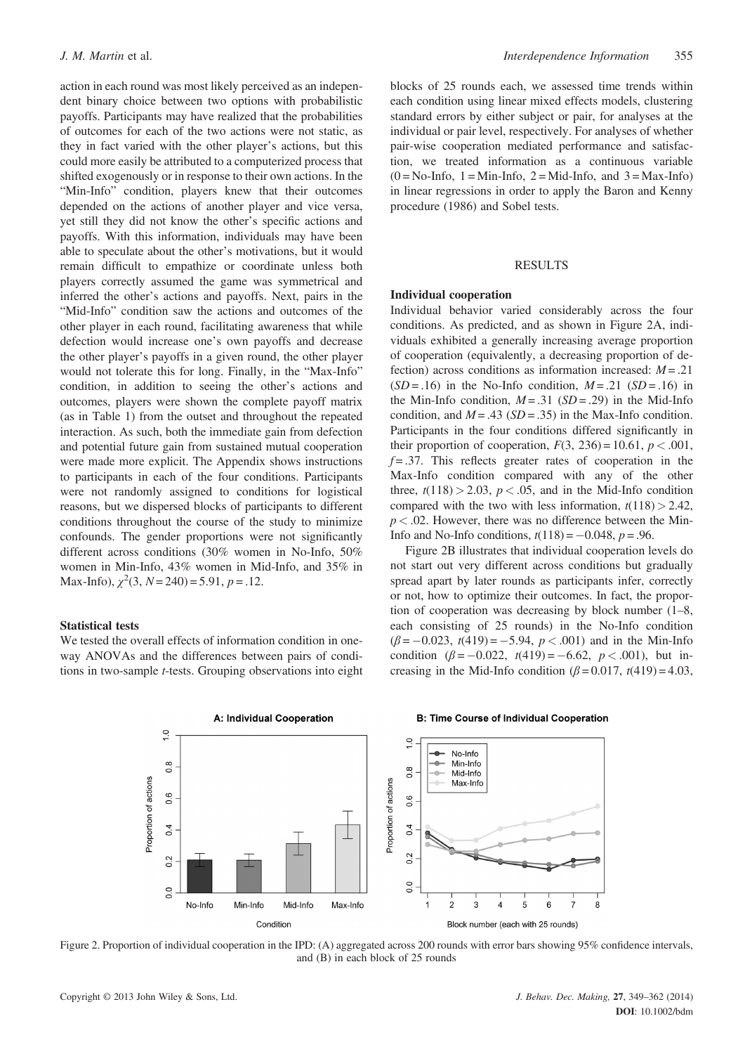action in each round was most likely perceived as an independent binary choice between two options with probabilistic payoffs. Participants may have realized that the probabilities of outcomes for each of the two actions were not static, as they in fact varied with the other player's actions, but this could more easily be attributed to a computerized process that shifted exogenously or in response to their own actions. In the "Min-Info" condition, players knew that their outcomes depended on the actions of another player and vice versa, yet still they did not know the other's specific actions and payoffs. With this information, individuals may have been able to speculate about the other's motivations, but it would remain difficult to empathize or coordinate unless both players correctly assumed the game was symmetrical and inferred the other's actions and payoffs. Next, pairs in the "Mid-Info" condition saw the actions and outcomes of the other player in each round, facilitating awareness that while defection would increase one's own payoffs and decrease the other player's payoffs in a given round, the other player would not tolerate this for long. Finally, in the "Max-Info" condition, in addition to seeing the other's actions and outcomes, players were shown the complete payoff matrix (as in Table 1) from the outset and throughout the repeated interaction. As such, both the immediate gain from defection and potential future gain from sustained mutual cooperation were made more explicit. The Appendix shows instructions to participants in each of the four conditions. Participants were not randomly assigned to conditions for logistical reasons, but we dispersed blocks of participants to different conditions throughout the course of the study to minimize confounds. The gender proportions were not significantly different across conditions (30% women in No-Info, 50% women in Min-Info, 43% women in Mid-Info, and 35% in Max-Info), $\chi^2(3, N = 240) = 5.91$, $p = .12$.

### Statistical tests

We tested the overall effects of information condition in one-way ANOVAs and the differences between pairs of conditions in two-sample *t*-tests. Grouping observations into eight blocks of 25 rounds each, we assessed time trends within each condition using linear mixed effects models, clustering standard errors by either subject or pair, for analyses at the individual or pair level, respectively. For analyses of whether pair-wise cooperation mediated performance and satisfaction, we treated information as a continuous variable (0 = No-Info, 1 = Min-Info, 2 = Mid-Info, and 3 = Max-Info) in linear regressions in order to apply the Baron and Kenny procedure (1986) and Sobel tests.

## RESULTS

### Individual cooperation

Individual behavior varied considerably across the four conditions. As predicted, and as shown in Figure 2A, individuals exhibited a generally increasing average proportion of cooperation (equivalently, a decreasing proportion of defection) across conditions as information increased: $M = .21$ ($SD = .16$) in the No-Info condition, $M = .21$ ($SD = .16$) in the Min-Info condition, $M = .31$ ($SD = .29$) in the Mid-Info condition, and $M = .43$ ($SD = .35$) in the Max-Info condition. Participants in the four conditions differed significantly in their proportion of cooperation, $F(3, 236) = 10.61$, $p < .001$, $f = .37$. This reflects greater rates of cooperation in the Max-Info condition compared with any of the other three, $t(118) > 2.03$, $p < .05$, and in the Mid-Info condition compared with the two with less information, $t(118) > 2.42$, $p < .02$. However, there was no difference between the Min-Info and No-Info conditions, $t(118) = -0.048$, $p = .96$.

Figure 2B illustrates that individual cooperation levels do not start out very different across conditions but gradually spread apart by later rounds as participants infer, correctly or not, how to optimize their outcomes. In fact, the proportion of cooperation was decreasing by block number (1–8, each consisting of 25 rounds) in the No-Info condition ($\beta = -0.023$, $t(419) = -5.94$, $p < .001$) and in the Min-Info condition ($\beta = -0.022$, $t(419) = -6.62$, $p < .001$), but increasing in the Mid-Info condition ($\beta = 0.017$, $t(419) = 4.03$,

Figure 2. Proportion of individual cooperation in the IPD: (A) aggregated across 200 rounds with error bars showing 95% confidence intervals, and (B) in each block of 25 rounds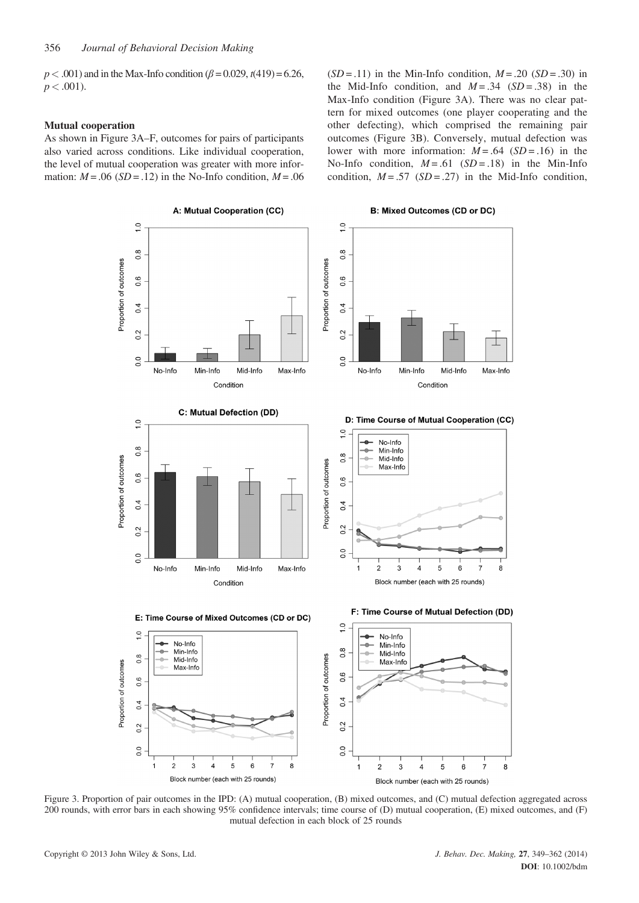$p < .001$) and in the Max-Info condition ($\beta = 0.029$, $t(419) = 6.26$, $p < .001$).

### Mutual cooperation

As shown in Figure 3A–F, outcomes for pairs of participants also varied across conditions. Like individual cooperation, the level of mutual cooperation was greater with more information: $M = .06$ ($SD = .12$) in the No-Info condition, $M = .06$ ($SD = .11$) in the Min-Info condition, $M = .20$ ($SD = .30$) in the Mid-Info condition, and $M = .34$ ($SD = .38$) in the Max-Info condition (Figure 3A). There was no clear pattern for mixed outcomes (one player cooperating and the other defecting), which comprised the remaining pair outcomes (Figure 3B). Conversely, mutual defection was lower with more information: $M = .64$ ($SD = .16$) in the No-Info condition, $M = .61$ ($SD = .18$) in the Min-Info condition, $M = .57$ ($SD = .27$) in the Mid-Info condition,

Figure 3. Proportion of pair outcomes in the IPD: (A) mutual cooperation, (B) mixed outcomes, and (C) mutual defection aggregated across 200 rounds, with error bars in each showing 95% confidence intervals; time course of (D) mutual cooperation, (E) mixed outcomes, and (F) mutual defection in each block of 25 rounds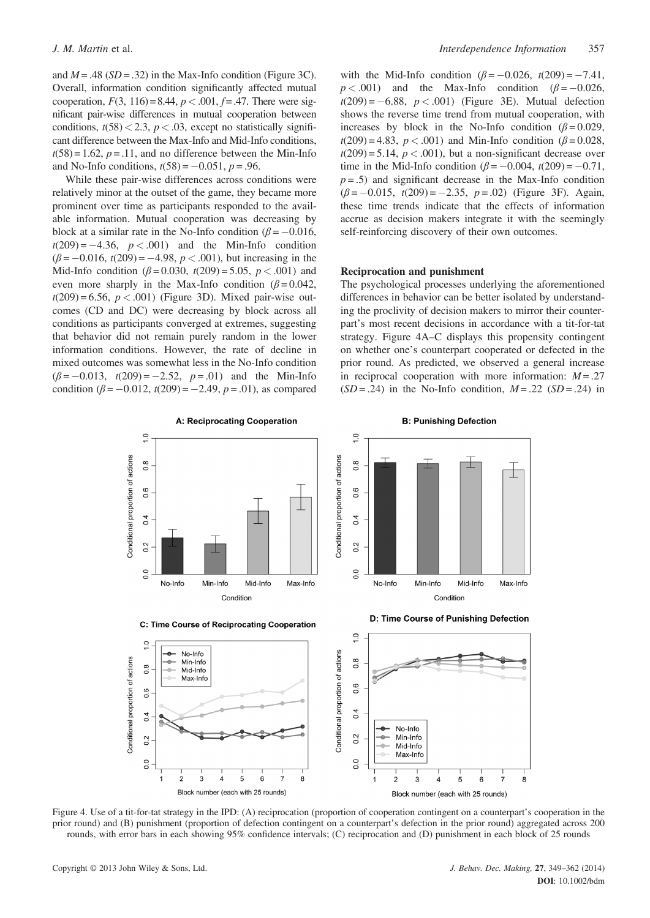and $M = .48$ ($SD = .32$) in the Max-Info condition (Figure 3C). Overall, information condition significantly affected mutual cooperation, $F(3, 116) = 8.44$, $p < .001$, $f = .47$. There were significant pair-wise differences in mutual cooperation between conditions, $t(58) < 2.3$, $p < .03$, except no statistically significant difference between the Max-Info and Mid-Info conditions, $t(58) = 1.62$, $p = .11$, and no difference between the Min-Info and No-Info conditions, $t(58) = -0.051$, $p = .96$.

While these pair-wise differences across conditions were relatively minor at the outset of the game, they became more prominent over time as participants responded to the available information. Mutual cooperation was decreasing by block at a similar rate in the No-Info condition ($\beta = -0.016$, $t(209) = -4.36$, $p < .001$) and the Min-Info condition ($\beta = -0.016$, $t(209) = -4.98$, $p < .001$), but increasing in the Mid-Info condition ($\beta = 0.030$, $t(209) = 5.05$, $p < .001$) and even more sharply in the Max-Info condition ($\beta = 0.042$, $t(209) = 6.56$, $p < .001$) (Figure 3D). Mixed pair-wise outcomes (CD and DC) were decreasing by block across all conditions as participants converged at extremes, suggesting that behavior did not remain purely random in the lower information conditions. However, the rate of decline in mixed outcomes was somewhat less in the No-Info condition ($\beta = -0.013$, $t(209) = -2.52$, $p = .01$) and the Min-Info condition ($\beta = -0.012$, $t(209) = -2.49$, $p = .01$), as compared with the Mid-Info condition ($\beta = -0.026$, $t(209) = -7.41$, $p < .001$) and the Max-Info condition ($\beta = -0.026$, $t(209) = -6.88$, $p < .001$) (Figure 3E). Mutual defection shows the reverse time trend from mutual cooperation, with increases by block in the No-Info condition ($\beta = 0.029$, $t(209) = 4.83$, $p < .001$) and Min-Info condition ($\beta = 0.028$, $t(209) = 5.14$, $p < .001$), but a non-significant decrease over time in the Mid-Info condition ($\beta = -0.004$, $t(209) = -0.71$, $p = .5$) and significant decrease in the Max-Info condition ($\beta = -0.015$, $t(209) = -2.35$, $p = .02$) (Figure 3F). Again, these time trends indicate that the effects of information accrue as decision makers integrate it with the seemingly self-reinforcing discovery of their own outcomes.

### Reciprocation and punishment

The psychological processes underlying the aforementioned differences in behavior can be better isolated by understanding the proclivity of decision makers to mirror their counterpart's most recent decisions in accordance with a tit-for-tat strategy. Figure 4A–C displays this propensity contingent on whether one's counterpart cooperated or defected in the prior round. As predicted, we observed a general increase in reciprocal cooperation with more information: $M = .27$ ($SD = .24$) in the No-Info condition, $M = .22$ ($SD = .24$) in

Figure 4. Use of a tit-for-tat strategy in the IPD: (A) reciprocation (proportion of cooperation contingent on a counterpart's cooperation in the prior round) and (B) punishment (proportion of defection contingent on a counterpart's defection in the prior round) aggregated across 200 rounds, with error bars in each showing 95% confidence intervals; (C) reciprocation and (D) punishment in each block of 25 rounds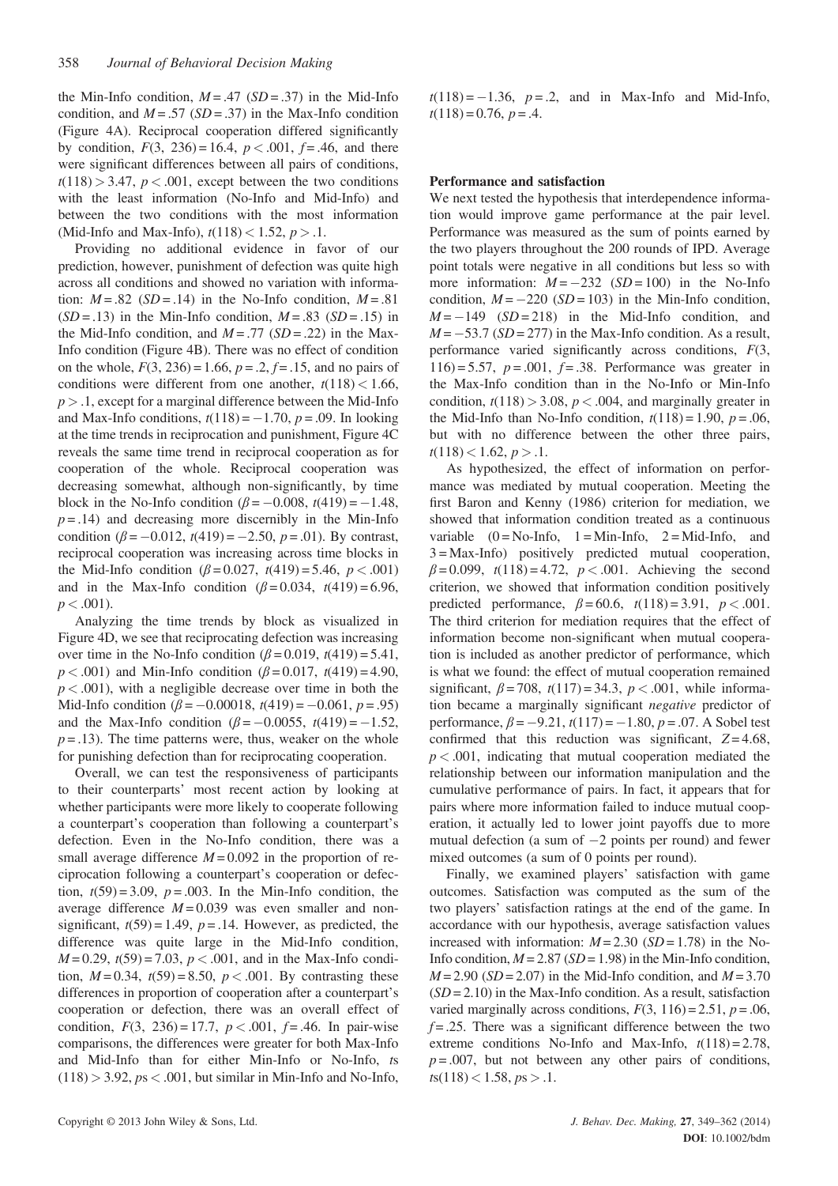the Min-Info condition, $M = .47$ ($SD = .37$) in the Mid-Info condition, and $M = .57$ ($SD = .37$) in the Max-Info condition (Figure 4A). Reciprocal cooperation differed significantly by condition, $F(3, 236) = 16.4$, $p < .001$, $f = .46$, and there were significant differences between all pairs of conditions, $t(118) > 3.47$, $p < .001$, except between the two conditions with the least information (No-Info and Mid-Info) and between the two conditions with the most information (Mid-Info and Max-Info), $t(118) < 1.52$, $p > .1$.

Providing no additional evidence in favor of our prediction, however, punishment of defection was quite high across all conditions and showed no variation with information: $M = .82$ ($SD = .14$) in the No-Info condition, $M = .81$ ($SD = .13$) in the Min-Info condition, $M = .83$ ($SD = .15$) in the Mid-Info condition, and $M = .77$ ($SD = .22$) in the Max-Info condition (Figure 4B). There was no effect of condition on the whole, $F(3, 236) = 1.66$, $p = .2$, $f = .15$, and no pairs of conditions were different from one another, $t(118) < 1.66$, $p > .1$, except for a marginal difference between the Mid-Info and Max-Info conditions, $t(118) = -1.70$, $p = .09$. In looking at the time trends in reciprocation and punishment, Figure 4C reveals the same time trend in reciprocal cooperation as for cooperation of the whole. Reciprocal cooperation was decreasing somewhat, although non-significantly, by time block in the No-Info condition ($\beta = -0.008$, $t(419) = -1.48$, $p = .14$) and decreasing more discernibly in the Min-Info condition ($\beta = -0.012$, $t(419) = -2.50$, $p = .01$). By contrast, reciprocal cooperation was increasing across time blocks in the Mid-Info condition ($\beta = 0.027$, $t(419) = 5.46$, $p < .001$) and in the Max-Info condition ($\beta = 0.034$, $t(419) = 6.96$, $p < .001$).

Analyzing the time trends by block as visualized in Figure 4D, we see that reciprocating defection was increasing over time in the No-Info condition ($\beta = 0.019$, $t(419) = 5.41$, $p < .001$) and Min-Info condition ($\beta = 0.017$, $t(419) = 4.90$, $p < .001$), with a negligible decrease over time in both the Mid-Info condition ($\beta = -0.00018$, $t(419) = -0.061$, $p = .95$) and the Max-Info condition ($\beta = -0.0055$, $t(419) = -1.52$, $p = .13$). The time patterns were, thus, weaker on the whole for punishing defection than for reciprocating cooperation.

Overall, we can test the responsiveness of participants to their counterparts' most recent action by looking at whether participants were more likely to cooperate following a counterpart's cooperation than following a counterpart's defection. Even in the No-Info condition, there was a small average difference $M = 0.092$ in the proportion of reciprocation following a counterpart's cooperation or defection, $t(59) = 3.09$, $p = .003$. In the Min-Info condition, the average difference $M = 0.039$ was even smaller and non-significant, $t(59) = 1.49$, $p = .14$. However, as predicted, the difference was quite large in the Mid-Info condition, $M = 0.29$, $t(59) = 7.03$, $p < .001$, and in the Max-Info condition, $M = 0.34$, $t(59) = 8.50$, $p < .001$. By contrasting these differences in proportion of cooperation after a counterpart's cooperation or defection, there was an overall effect of condition, $F(3, 236) = 17.7$, $p < .001$, $f = .46$. In pair-wise comparisons, the differences were greater for both Max-Info and Mid-Info than for either Min-Info or No-Info, $ts(118) > 3.92$, $ps < .001$, but similar in Min-Info and No-Info, $t(118) = -1.36$, $p = .2$, and in Max-Info and Mid-Info, $t(118) = 0.76$, $p = .4$.

### Performance and satisfaction

We next tested the hypothesis that interdependence information would improve game performance at the pair level. Performance was measured as the sum of points earned by the two players throughout the 200 rounds of IPD. Average point totals were negative in all conditions but less so with more information: $M = -232$ ($SD = 100$) in the No-Info condition, $M = -220$ ($SD = 103$) in the Min-Info condition, $M = -149$ ($SD = 218$) in the Mid-Info condition, and $M = -53.7$ ($SD = 277$) in the Max-Info condition. As a result, performance varied significantly across conditions, $F(3, 116) = 5.57$, $p = .001$, $f = .38$. Performance was greater in the Max-Info condition than in the No-Info or Min-Info condition, $t(118) > 3.08$, $p < .004$, and marginally greater in the Mid-Info than No-Info condition, $t(118) = 1.90$, $p = .06$, but with no difference between the other three pairs, $t(118) < 1.62$, $p > .1$.

As hypothesized, the effect of information on performance was mediated by mutual cooperation. Meeting the first Baron and Kenny (1986) criterion for mediation, we showed that information condition treated as a continuous variable (0 = No-Info, 1 = Min-Info, 2 = Mid-Info, and 3 = Max-Info) positively predicted mutual cooperation, $\beta = 0.099$, $t(118) = 4.72$, $p < .001$. Achieving the second criterion, we showed that information condition positively predicted performance, $\beta = 60.6$, $t(118) = 3.91$, $p < .001$. The third criterion for mediation requires that the effect of information become non-significant when mutual cooperation is included as another predictor of performance, which is what we found: the effect of mutual cooperation remained significant, $\beta = 708$, $t(117) = 34.3$, $p < .001$, while information became a marginally significant *negative* predictor of performance, $\beta = -9.21$, $t(117) = -1.80$, $p = .07$. A Sobel test confirmed that this reduction was significant, $Z = 4.68$, $p < .001$, indicating that mutual cooperation mediated the relationship between our information manipulation and the cumulative performance of pairs. In fact, it appears that for pairs where more information failed to induce mutual cooperation, it actually led to lower joint payoffs due to more mutual defection (a sum of −2 points per round) and fewer mixed outcomes (a sum of 0 points per round).

Finally, we examined players' satisfaction with game outcomes. Satisfaction was computed as the sum of the two players' satisfaction ratings at the end of the game. In accordance with our hypothesis, average satisfaction values increased with information: $M = 2.30$ ($SD = 1.78$) in the No-Info condition, $M = 2.87$ ($SD = 1.98$) in the Min-Info condition, $M = 2.90$ ($SD = 2.07$) in the Mid-Info condition, and $M = 3.70$ ($SD = 2.10$) in the Max-Info condition. As a result, satisfaction varied marginally across conditions, $F(3, 116) = 2.51$, $p = .06$, $f = .25$. There was a significant difference between the two extreme conditions No-Info and Max-Info, $t(118) = 2.78$, $p = .007$, but not between any other pairs of conditions, $ts(118) < 1.58$, $ps > .1$.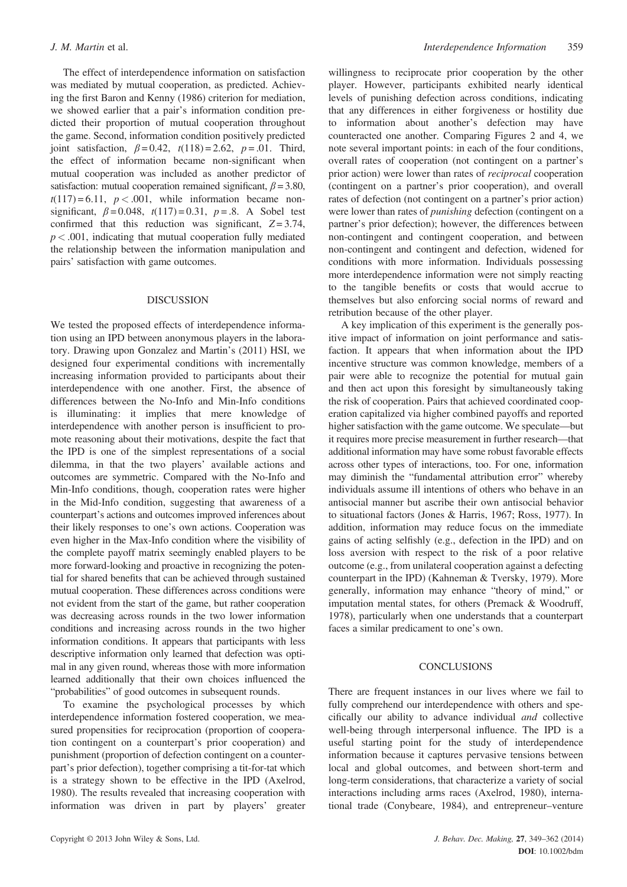The effect of interdependence information on satisfaction was mediated by mutual cooperation, as predicted. Achieving the first Baron and Kenny (1986) criterion for mediation, we showed earlier that a pair's information condition predicted their proportion of mutual cooperation throughout the game. Second, information condition positively predicted joint satisfaction, $\beta = 0.42$, $t(118) = 2.62$, $p = .01$. Third, the effect of information became non-significant when mutual cooperation was included as another predictor of satisfaction: mutual cooperation remained significant, $\beta = 3.80$, $t(117) = 6.11$, $p < .001$, while information became non-significant, $\beta = 0.048$, $t(117) = 0.31$, $p = .8$. A Sobel test confirmed that this reduction was significant, $Z = 3.74$, $p < .001$, indicating that mutual cooperation fully mediated the relationship between the information manipulation and pairs' satisfaction with game outcomes.

## DISCUSSION

We tested the proposed effects of interdependence information using an IPD between anonymous players in the laboratory. Drawing upon Gonzalez and Martin's (2011) HSI, we designed four experimental conditions with incrementally increasing information provided to participants about their interdependence with one another. First, the absence of differences between the No-Info and Min-Info conditions is illuminating: it implies that mere knowledge of interdependence with another person is insufficient to promote reasoning about their motivations, despite the fact that the IPD is one of the simplest representations of a social dilemma, in that the two players' available actions and outcomes are symmetric. Compared with the No-Info and Min-Info conditions, though, cooperation rates were higher in the Mid-Info condition, suggesting that awareness of a counterpart's actions and outcomes improved inferences about their likely responses to one's own actions. Cooperation was even higher in the Max-Info condition where the visibility of the complete payoff matrix seemingly enabled players to be more forward-looking and proactive in recognizing the potential for shared benefits that can be achieved through sustained mutual cooperation. These differences across conditions were not evident from the start of the game, but rather cooperation was decreasing across rounds in the two lower information conditions and increasing across rounds in the two higher information conditions. It appears that participants with less descriptive information only learned that defection was optimal in any given round, whereas those with more information learned additionally that their own choices influenced the "probabilities" of good outcomes in subsequent rounds.

To examine the psychological processes by which interdependence information fostered cooperation, we measured propensities for reciprocation (proportion of cooperation contingent on a counterpart's prior cooperation) and punishment (proportion of defection contingent on a counterpart's prior defection), together comprising a tit-for-tat which is a strategy shown to be effective in the IPD (Axelrod, 1980). The results revealed that increasing cooperation with information was driven in part by players' greater willingness to reciprocate prior cooperation by the other player. However, participants exhibited nearly identical levels of punishing defection across conditions, indicating that any differences in either forgiveness or hostility due to information about another's defection may have counteracted one another. Comparing Figures 2 and 4, we note several important points: in each of the four conditions, overall rates of cooperation (not contingent on a partner's prior action) were lower than rates of *reciprocal* cooperation (contingent on a partner's prior cooperation), and overall rates of defection (not contingent on a partner's prior action) were lower than rates of *punishing* defection (contingent on a partner's prior defection); however, the differences between non-contingent and contingent cooperation, and between non-contingent and contingent and defection, widened for conditions with more information. Individuals possessing more interdependence information were not simply reacting to the tangible benefits or costs that would accrue to themselves but also enforcing social norms of reward and retribution because of the other player.

A key implication of this experiment is the generally positive impact of information on joint performance and satisfaction. It appears that when information about the IPD incentive structure was common knowledge, members of a pair were able to recognize the potential for mutual gain and then act upon this foresight by simultaneously taking the risk of cooperation. Pairs that achieved coordinated cooperation capitalized via higher combined payoffs and reported higher satisfaction with the game outcome. We speculate—but it requires more precise measurement in further research—that additional information may have some robust favorable effects across other types of interactions, too. For one, information may diminish the "fundamental attribution error" whereby individuals assume ill intentions of others who behave in an antisocial manner but ascribe their own antisocial behavior to situational factors (Jones & Harris, 1967; Ross, 1977). In addition, information may reduce focus on the immediate gains of acting selfishly (e.g., defection in the IPD) and on loss aversion with respect to the risk of a poor relative outcome (e.g., from unilateral cooperation against a defecting counterpart in the IPD) (Kahneman & Tversky, 1979). More generally, information may enhance "theory of mind," or imputation mental states, for others (Premack & Woodruff, 1978), particularly when one understands that a counterpart faces a similar predicament to one's own.

## CONCLUSIONS

There are frequent instances in our lives where we fail to fully comprehend our interdependence with others and specifically our ability to advance individual *and* collective well-being through interpersonal influence. The IPD is a useful starting point for the study of interdependence information because it captures pervasive tensions between local and global outcomes, and between short-term and long-term considerations, that characterize a variety of social interactions including arms races (Axelrod, 1980), international trade (Conybeare, 1984), and entrepreneur–venture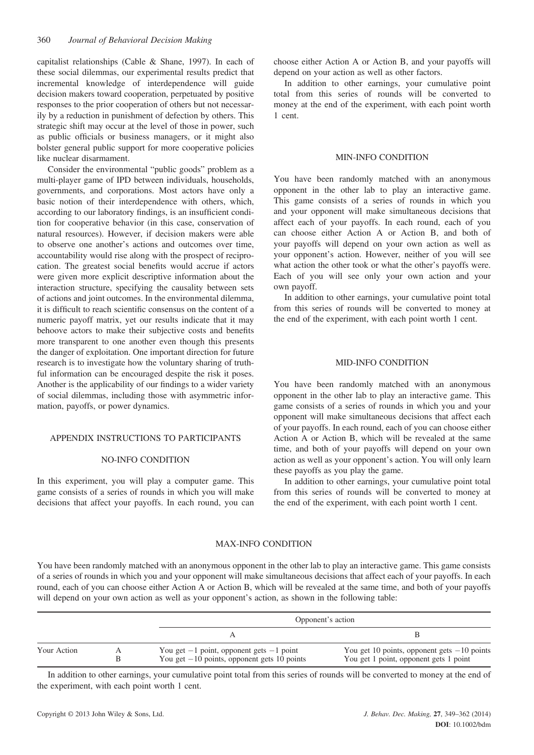capitalist relationships (Cable & Shane, 1997). In each of these social dilemmas, our experimental results predict that incremental knowledge of interdependence will guide decision makers toward cooperation, perpetuated by positive responses to the prior cooperation of others but not necessarily by a reduction in punishment of defection by others. This strategic shift may occur at the level of those in power, such as public officials or business managers, or it might also bolster general public support for more cooperative policies like nuclear disarmament.

Consider the environmental "public goods" problem as a multi-player game of IPD between individuals, households, governments, and corporations. Most actors have only a basic notion of their interdependence with others, which, according to our laboratory findings, is an insufficient condition for cooperative behavior (in this case, conservation of natural resources). However, if decision makers were able to observe one another's actions and outcomes over time, accountability would rise along with the prospect of reciprocation. The greatest social benefits would accrue if actors were given more explicit descriptive information about the interaction structure, specifying the causality between sets of actions and joint outcomes. In the environmental dilemma, it is difficult to reach scientific consensus on the content of a numeric payoff matrix, yet our results indicate that it may behoove actors to make their subjective costs and benefits more transparent to one another even though this presents the danger of exploitation. One important direction for future research is to investigate how the voluntary sharing of truthful information can be encouraged despite the risk it poses. Another is the applicability of our findings to a wider variety of social dilemmas, including those with asymmetric information, payoffs, or power dynamics.

## APPENDIX INSTRUCTIONS TO PARTICIPANTS

### NO-INFO CONDITION

In this experiment, you will play a computer game. This game consists of a series of rounds in which you will make decisions that affect your payoffs. In each round, you can choose either Action A or Action B, and your payoffs will depend on your action as well as other factors.

In addition to other earnings, your cumulative point total from this series of rounds will be converted to money at the end of the experiment, with each point worth 1 cent.

### MIN-INFO CONDITION

You have been randomly matched with an anonymous opponent in the other lab to play an interactive game. This game consists of a series of rounds in which you and your opponent will make simultaneous decisions that affect each of your payoffs. In each round, each of you can choose either Action A or Action B, and both of your payoffs will depend on your own action as well as your opponent's action. However, neither of you will see what action the other took or what the other's payoffs were. Each of you will see only your own action and your own payoff.

In addition to other earnings, your cumulative point total from this series of rounds will be converted to money at the end of the experiment, with each point worth 1 cent.

### MID-INFO CONDITION

You have been randomly matched with an anonymous opponent in the other lab to play an interactive game. This game consists of a series of rounds in which you and your opponent will make simultaneous decisions that affect each of your payoffs. In each round, each of you can choose either Action A or Action B, which will be revealed at the same time, and both of your payoffs will depend on your own action as well as your opponent's action. You will only learn these payoffs as you play the game.

In addition to other earnings, your cumulative point total from this series of rounds will be converted to money at the end of the experiment, with each point worth 1 cent.

### MAX-INFO CONDITION

You have been randomly matched with an anonymous opponent in the other lab to play an interactive game. This game consists of a series of rounds in which you and your opponent will make simultaneous decisions that affect each of your payoffs. In each round, each of you can choose either Action A or Action B, which will be revealed at the same time, and both of your payoffs will depend on your own action as well as your opponent's action, as shown in the following table:

| | | Opponent's action | |
|---|---|---|---|
| | | A | B |
| Your Action | A | You get −1 point, opponent gets −1 point | You get 10 points, opponent gets −10 points |
| | B | You get −10 points, opponent gets 10 points | You get 1 point, opponent gets 1 point |

In addition to other earnings, your cumulative point total from this series of rounds will be converted to money at the end of the experiment, with each point worth 1 cent.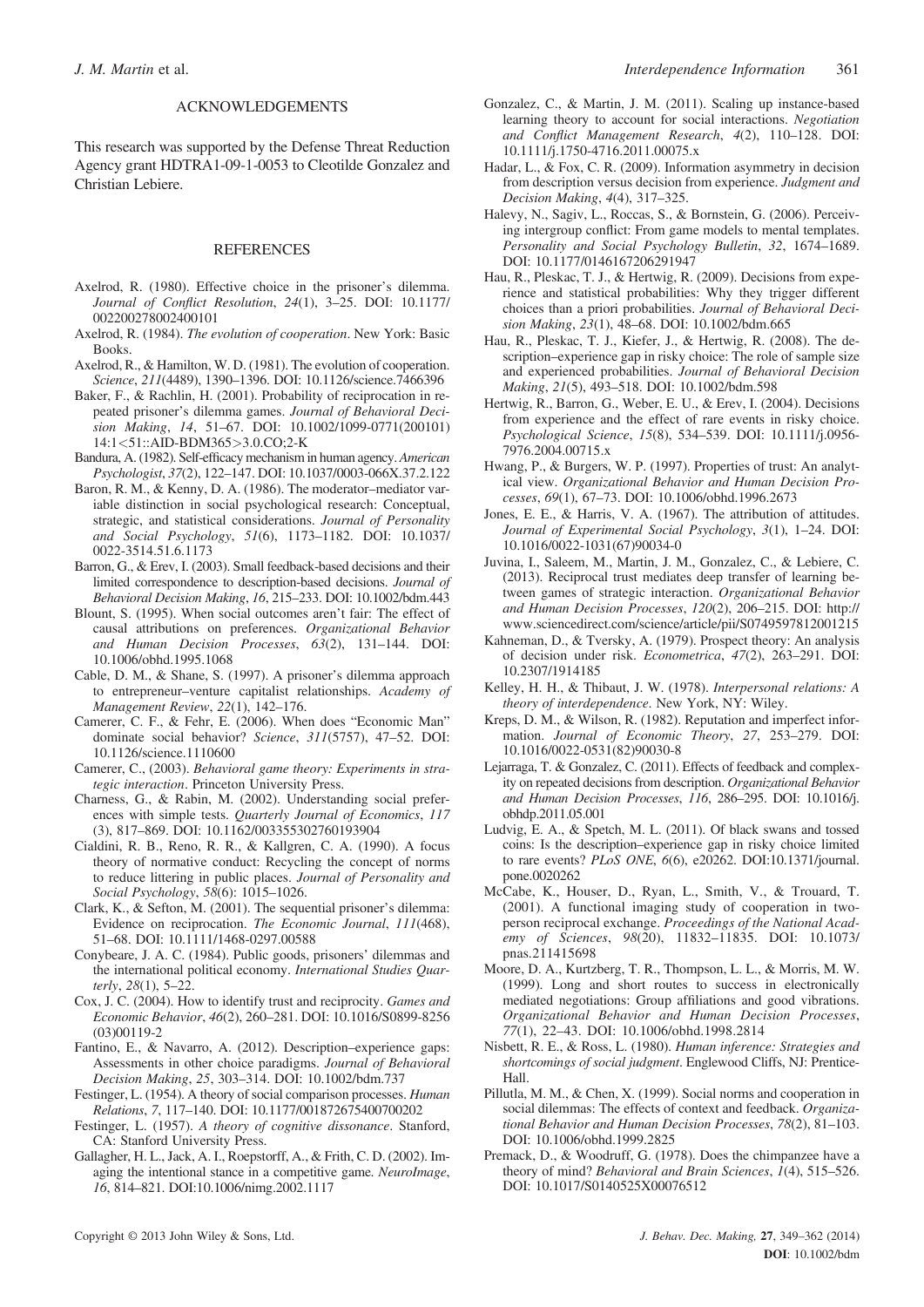## ACKNOWLEDGEMENTS

This research was supported by the Defense Threat Reduction Agency grant HDTRA1-09-1-0053 to Cleotilde Gonzalez and Christian Lebiere.

## REFERENCES

Axelrod, R. (1980). Effective choice in the prisoner's dilemma. *Journal of Conflict Resolution*, *24*(1), 3–25. DOI: 10.1177/002200278002400101

Axelrod, R. (1984). *The evolution of cooperation*. New York: Basic Books.

Axelrod, R., & Hamilton, W. D. (1981). The evolution of cooperation. *Science*, *211*(4489), 1390–1396. DOI: 10.1126/science.7466396

Baker, F., & Rachlin, H. (2001). Probability of reciprocation in repeated prisoner's dilemma games. *Journal of Behavioral Decision Making*, *14*, 51–67. DOI: 10.1002/1099-0771(200101)14:1<51::AID-BDM365>3.0.CO;2-K

Bandura, A. (1982). Self-efficacy mechanism in human agency. *American Psychologist*, *37*(2), 122–147. DOI: 10.1037/0003-066X.37.2.122

Baron, R. M., & Kenny, D. A. (1986). The moderator–mediator variable distinction in social psychological research: Conceptual, strategic, and statistical considerations. *Journal of Personality and Social Psychology*, *51*(6), 1173–1182. DOI: 10.1037/0022-3514.51.6.1173

Barron, G., & Erev, I. (2003). Small feedback-based decisions and their limited correspondence to description-based decisions. *Journal of Behavioral Decision Making*, *16*, 215–233. DOI: 10.1002/bdm.443

Blount, S. (1995). When social outcomes aren't fair: The effect of causal attributions on preferences. *Organizational Behavior and Human Decision Processes*, *63*(2), 131–144. DOI: 10.1006/obhd.1995.1068

Cable, D. M., & Shane, S. (1997). A prisoner's dilemma approach to entrepreneur–venture capitalist relationships. *Academy of Management Review*, *22*(1), 142–176.

Camerer, C. F., & Fehr, E. (2006). When does "Economic Man" dominate social behavior? *Science*, *311*(5757), 47–52. DOI: 10.1126/science.1110600

Camerer, C., (2003). *Behavioral game theory: Experiments in strategic interaction*. Princeton University Press.

Charness, G., & Rabin, M. (2002). Understanding social preferences with simple tests. *Quarterly Journal of Economics*, *117* (3), 817–869. DOI: 10.1162/003355302760193904

Cialdini, R. B., Reno, R. R., & Kallgren, C. A. (1990). A focus theory of normative conduct: Recycling the concept of norms to reduce littering in public places. *Journal of Personality and Social Psychology*, *58*(6): 1015–1026.

Clark, K., & Sefton, M. (2001). The sequential prisoner's dilemma: Evidence on reciprocation. *The Economic Journal*, *111*(468), 51–68. DOI: 10.1111/1468-0297.00588

Conybeare, J. A. C. (1984). Public goods, prisoners' dilemmas and the international political economy. *International Studies Quarterly*, *28*(1), 5–22.

Cox, J. C. (2004). How to identify trust and reciprocity. *Games and Economic Behavior*, *46*(2), 260–281. DOI: 10.1016/S0899-8256(03)00119-2

Fantino, E., & Navarro, A. (2012). Description–experience gaps: Assessments in other choice paradigms. *Journal of Behavioral Decision Making*, *25*, 303–314. DOI: 10.1002/bdm.737

Festinger, L. (1954). A theory of social comparison processes. *Human Relations*, *7*, 117–140. DOI: 10.1177/001872675400700202

Festinger, L. (1957). *A theory of cognitive dissonance*. Stanford, CA: Stanford University Press.

Gallagher, H. L., Jack, A. I., Roepstorff, A., & Frith, C. D. (2002). Imaging the intentional stance in a competitive game. *NeuroImage*, *16*, 814–821. DOI:10.1006/nimg.2002.1117

Gonzalez, C., & Martin, J. M. (2011). Scaling up instance-based learning theory to account for social interactions. *Negotiation and Conflict Management Research*, *4*(2), 110–128. DOI: 10.1111/j.1750-4716.2011.00075.x

Hadar, L., & Fox, C. R. (2009). Information asymmetry in decision from description versus decision from experience. *Judgment and Decision Making*, *4*(4), 317–325.

Halevy, N., Sagiv, L., Roccas, S., & Bornstein, G. (2006). Perceiving intergroup conflict: From game models to mental templates. *Personality and Social Psychology Bulletin*, *32*, 1674–1689. DOI: 10.1177/0146167206291947

Hau, R., Pleskac, T. J., & Hertwig, R. (2009). Decisions from experience and statistical probabilities: Why they trigger different choices than a priori probabilities. *Journal of Behavioral Decision Making*, *23*(1), 48–68. DOI: 10.1002/bdm.665

Hau, R., Pleskac, T. J., Kiefer, J., & Hertwig, R. (2008). The description–experience gap in risky choice: The role of sample size and experienced probabilities. *Journal of Behavioral Decision Making*, *21*(5), 493–518. DOI: 10.1002/bdm.598

Hertwig, R., Barron, G., Weber, E. U., & Erev, I. (2004). Decisions from experience and the effect of rare events in risky choice. *Psychological Science*, *15*(8), 534–539. DOI: 10.1111/j.0956-7976.2004.00715.x

Hwang, P., & Burgers, W. P. (1997). Properties of trust: An analytical view. *Organizational Behavior and Human Decision Processes*, *69*(1), 67–73. DOI: 10.1006/obhd.1996.2673

Jones, E. E., & Harris, V. A. (1967). The attribution of attitudes. *Journal of Experimental Social Psychology*, *3*(1), 1–24. DOI: 10.1016/0022-1031(67)90034-0

Juvina, I., Saleem, M., Martin, J. M., Gonzalez, C., & Lebiere, C. (2013). Reciprocal trust mediates deep transfer of learning between games of strategic interaction. *Organizational Behavior and Human Decision Processes*, *120*(2), 206–215. DOI: http://www.sciencedirect.com/science/article/pii/S0749597812001215

Kahneman, D., & Tversky, A. (1979). Prospect theory: An analysis of decision under risk. *Econometrica*, *47*(2), 263–291. DOI: 10.2307/1914185

Kelley, H. H., & Thibaut, J. W. (1978). *Interpersonal relations: A theory of interdependence*. New York, NY: Wiley.

Kreps, D. M., & Wilson, R. (1982). Reputation and imperfect information. *Journal of Economic Theory*, *27*, 253–279. DOI: 10.1016/0022-0531(82)90030-8

Lejarraga, T. & Gonzalez, C. (2011). Effects of feedback and complexity on repeated decisions from description. *Organizational Behavior and Human Decision Processes*, *116*, 286–295. DOI: 10.1016/j.obhdp.2011.05.001

Ludvig, E. A., & Spetch, M. L. (2011). Of black swans and tossed coins: Is the description–experience gap in risky choice limited to rare events? *PLoS ONE*, *6*(6), e20262. DOI:10.1371/journal.pone.0020262

McCabe, K., Houser, D., Ryan, L., Smith, V., & Trouard, T. (2001). A functional imaging study of cooperation in two-person reciprocal exchange. *Proceedings of the National Academy of Sciences*, *98*(20), 11832–11835. DOI: 10.1073/pnas.211415698

Moore, D. A., Kurtzberg, T. R., Thompson, L. L., & Morris, M. W. (1999). Long and short routes to success in electronically mediated negotiations: Group affiliations and good vibrations. *Organizational Behavior and Human Decision Processes*, *77*(1), 22–43. DOI: 10.1006/obhd.1998.2814

Nisbett, R. E., & Ross, L. (1980). *Human inference: Strategies and shortcomings of social judgment*. Englewood Cliffs, NJ: Prentice-Hall.

Pillutla, M. M., & Chen, X. (1999). Social norms and cooperation in social dilemmas: The effects of context and feedback. *Organizational Behavior and Human Decision Processes*, *78*(2), 81–103. DOI: 10.1006/obhd.1999.2825

Premack, D., & Woodruff, G. (1978). Does the chimpanzee have a theory of mind? *Behavioral and Brain Sciences*, *1*(4), 515–526. DOI: 10.1017/S0140525X00076512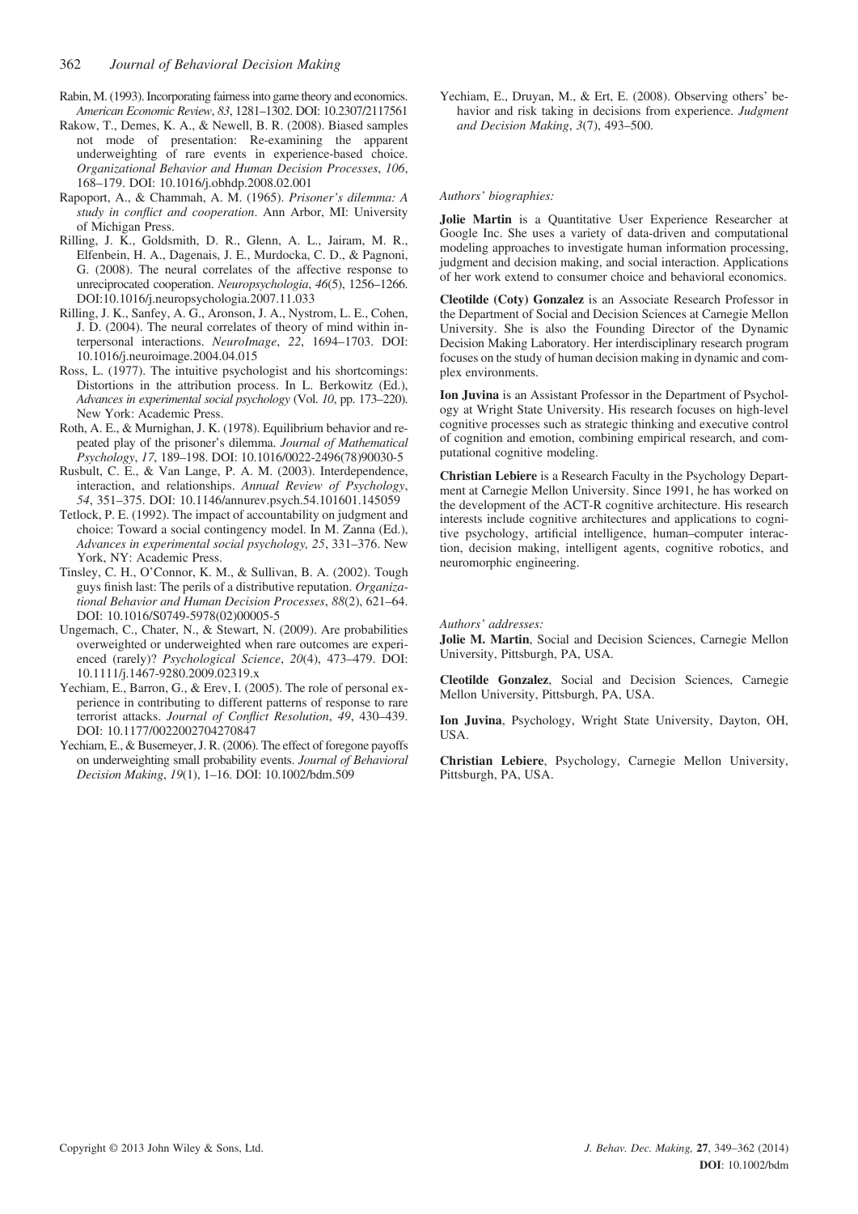Rabin, M. (1993). Incorporating fairness into game theory and economics. *American Economic Review*, *83*, 1281–1302. DOI: 10.2307/2117561

Rakow, T., Demes, K. A., & Newell, B. R. (2008). Biased samples not mode of presentation: Re-examining the apparent underweighting of rare events in experience-based choice. *Organizational Behavior and Human Decision Processes*, *106*, 168–179. DOI: 10.1016/j.obhdp.2008.02.001

Rapoport, A., & Chammah, A. M. (1965). *Prisoner's dilemma: A study in conflict and cooperation*. Ann Arbor, MI: University of Michigan Press.

Rilling, J. K., Goldsmith, D. R., Glenn, A. L., Jairam, M. R., Elfenbein, H. A., Dagenais, J. E., Murdocka, C. D., & Pagnoni, G. (2008). The neural correlates of the affective response to unreciprocated cooperation. *Neuropsychologia*, *46*(5), 1256–1266. DOI:10.1016/j.neuropsychologia.2007.11.033

Rilling, J. K., Sanfey, A. G., Aronson, J. A., Nystrom, L. E., Cohen, J. D. (2004). The neural correlates of theory of mind within interpersonal interactions. *NeuroImage*, *22*, 1694–1703. DOI: 10.1016/j.neuroimage.2004.04.015

Ross, L. (1977). The intuitive psychologist and his shortcomings: Distortions in the attribution process. In L. Berkowitz (Ed.), *Advances in experimental social psychology* (Vol. *10*, pp. 173–220). New York: Academic Press.

Roth, A. E., & Murnighan, J. K. (1978). Equilibrium behavior and repeated play of the prisoner's dilemma. *Journal of Mathematical Psychology*, *17*, 189–198. DOI: 10.1016/0022-2496(78)90030-5

Rusbult, C. E., & Van Lange, P. A. M. (2003). Interdependence, interaction, and relationships. *Annual Review of Psychology*, *54*, 351–375. DOI: 10.1146/annurev.psych.54.101601.145059

Tetlock, P. E. (1992). The impact of accountability on judgment and choice: Toward a social contingency model. In M. Zanna (Ed.), *Advances in experimental social psychology, 25*, 331–376. New York, NY: Academic Press.

Tinsley, C. H., O'Connor, K. M., & Sullivan, B. A. (2002). Tough guys finish last: The perils of a distributive reputation. *Organizational Behavior and Human Decision Processes*, *88*(2), 621–64. DOI: 10.1016/S0749-5978(02)00005-5

Ungemach, C., Chater, N., & Stewart, N. (2009). Are probabilities overweighted or underweighted when rare outcomes are experienced (rarely)? *Psychological Science*, *20*(4), 473–479. DOI: 10.1111/j.1467-9280.2009.02319.x

Yechiam, E., Barron, G., & Erev, I. (2005). The role of personal experience in contributing to different patterns of response to rare terrorist attacks. *Journal of Conflict Resolution*, *49*, 430–439. DOI: 10.1177/0022002704270847

Yechiam, E., & Busemeyer, J. R. (2006). The effect of foregone payoffs on underweighting small probability events. *Journal of Behavioral Decision Making*, *19*(1), 1–16. DOI: 10.1002/bdm.509

Yechiam, E., Druyan, M., & Ert, E. (2008). Observing others' behavior and risk taking in decisions from experience. *Judgment and Decision Making*, *3*(7), 493–500.

*Authors' biographies:*

**Jolie Martin** is a Quantitative User Experience Researcher at Google Inc. She uses a variety of data-driven and computational modeling approaches to investigate human information processing, judgment and decision making, and social interaction. Applications of her work extend to consumer choice and behavioral economics.

**Cleotilde (Coty) Gonzalez** is an Associate Research Professor in the Department of Social and Decision Sciences at Carnegie Mellon University. She is also the Founding Director of the Dynamic Decision Making Laboratory. Her interdisciplinary research program focuses on the study of human decision making in dynamic and complex environments.

**Ion Juvina** is an Assistant Professor in the Department of Psychology at Wright State University. His research focuses on high-level cognitive processes such as strategic thinking and executive control of cognition and emotion, combining empirical research, and computational cognitive modeling.

**Christian Lebiere** is a Research Faculty in the Psychology Department at Carnegie Mellon University. Since 1991, he has worked on the development of the ACT-R cognitive architecture. His research interests include cognitive architectures and applications to cognitive psychology, artificial intelligence, human–computer interaction, decision making, intelligent agents, cognitive robotics, and neuromorphic engineering.

*Authors' addresses:*

**Jolie M. Martin**, Social and Decision Sciences, Carnegie Mellon University, Pittsburgh, PA, USA.

**Cleotilde Gonzalez**, Social and Decision Sciences, Carnegie Mellon University, Pittsburgh, PA, USA.

**Ion Juvina**, Psychology, Wright State University, Dayton, OH, USA.

**Christian Lebiere**, Psychology, Carnegie Mellon University, Pittsburgh, PA, USA.